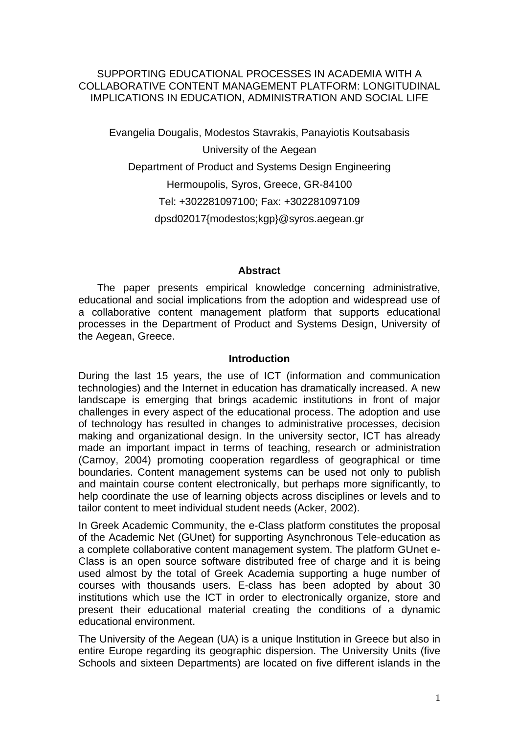# SUPPORTING EDUCATIONAL PROCESSES IN ACADEMIA WITH A COLLABORATIVE CONTENT MANAGEMENT PLATFORM: LONGITUDINAL IMPLICATIONS IN EDUCATION, ADMINISTRATION AND SOCIAL LIFE

Evangelia Dougalis, Modestos Stavrakis, Panayiotis Koutsabasis

University of the Aegean

Department of Product and Systems Design Engineering

Hermoupolis, Syros, Greece, GR-84100

Tel: +302281097100; Fax: +302281097109

dpsd02017{modestos;kgp}@syros.aegean.gr

## Abstract

The paper presents empirical knowledge concerning administrative, educational and social implications from the adoption and widespread use of a collaborative content management platform that supports educational processes in the Department of Product and Systems Design, University of the Aegean, Greece.

## Introduction

During the last 15 years, the use of ICT (information and communication technologies) and the Internet in education has dramatically increased. A new landscape is emerging that brings academic institutions in front of major challenges in every aspect of the educational process. The adoption and use of technology has resulted in changes to administrative processes, decision making and organizational design. In the university sector, ICT has already made an important impact in terms of teaching, research or administration (Carnoy, 2004) promoting cooperation regardless of geographical or time boundaries. Content management systems can be used not only to publish and maintain course content electronically, but perhaps more significantly, to help coordinate the use of learning objects across disciplines or levels and to tailor content to meet individual student needs (Acker, 2002).

In Greek Academic Community, the e-Class platform constitutes the proposal of the Academic Net (GUnet) for supporting Asynchronous Tele-education as a complete collaborative content management system. The platform GUnet e-Class is an open source software distributed free of charge and it is being used almost by the total of Greek Academia supporting a huge number of courses with thousands users. E-class has been adopted by about 30 institutions which use the ICT in order to electronically organize, store and present their educational material creating the conditions of a dynamic educational environment.

The University of the Aegean (UA) is a unique Institution in Greece but also in entire Europe regarding its geographic dispersion. The University Units (five Schools and sixteen Departments) are located on five different islands in the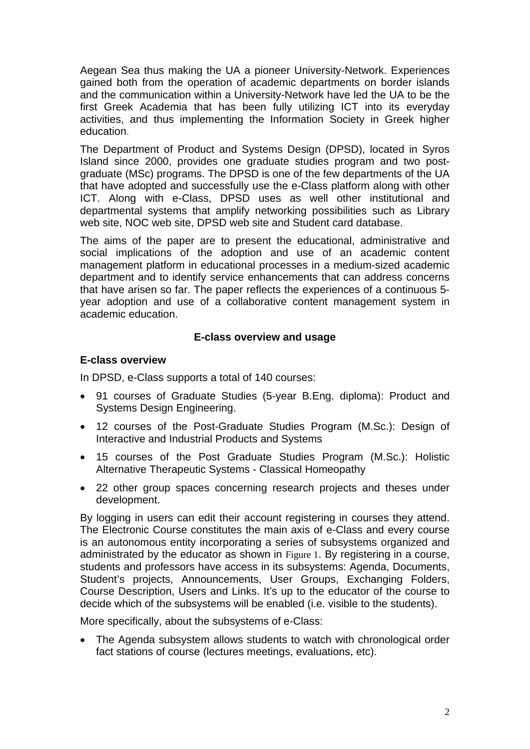Aegean Sea thus making the UA a pioneer University-Network. Experiences gained both from the operation of academic departments on border islands and the communication within a University-Network have led the UA to be the first Greek Academia that has been fully utilizing ICT into its everyday activities, and thus implementing the Information Society in Greek higher education.

The Department of Product and Systems Design (DPSD), located in Syros Island since 2000, provides one graduate studies program and two post-graduate (MSc) programs. The DPSD is one of the few departments of the UA that have adopted and successfully use the e-Class platform along with other ICT. Along with e-Class, DPSD uses as well other institutional and departmental systems that amplify networking possibilities such as Library web site, NOC web site, DPSD web site and Student card database.

The aims of the paper are to present the educational, administrative and social implications of the adoption and use of an academic content management platform in educational processes in a medium-sized academic department and to identify service enhancements that can address concerns that have arisen so far. The paper reflects the experiences of a continuous 5-year adoption and use of a collaborative content management system in academic education.

## E-class overview and usage

### E-class overview

In DPSD, e-Class supports a total of 140 courses:

- 91 courses of Graduate Studies (5-year B.Eng. diploma): Product and Systems Design Engineering.
- 12 courses of the Post-Graduate Studies Program (M.Sc.): Design of Interactive and Industrial Products and Systems
- 15 courses of the Post Graduate Studies Program (M.Sc.): Holistic Alternative Therapeutic Systems - Classical Homeopathy
- 22 other group spaces concerning research projects and theses under development.

By logging in users can edit their account registering in courses they attend. The Electronic Course constitutes the main axis of e-Class and every course is an autonomous entity incorporating a series of subsystems organized and administrated by the educator as shown in Figure 1. By registering in a course, students and professors have access in its subsystems: Agenda, Documents, Student's projects, Announcements, User Groups, Exchanging Folders, Course Description, Users and Links. It's up to the educator of the course to decide which of the subsystems will be enabled (i.e. visible to the students).

More specifically, about the subsystems of e-Class:

- The Agenda subsystem allows students to watch with chronological order fact stations of course (lectures meetings, evaluations, etc).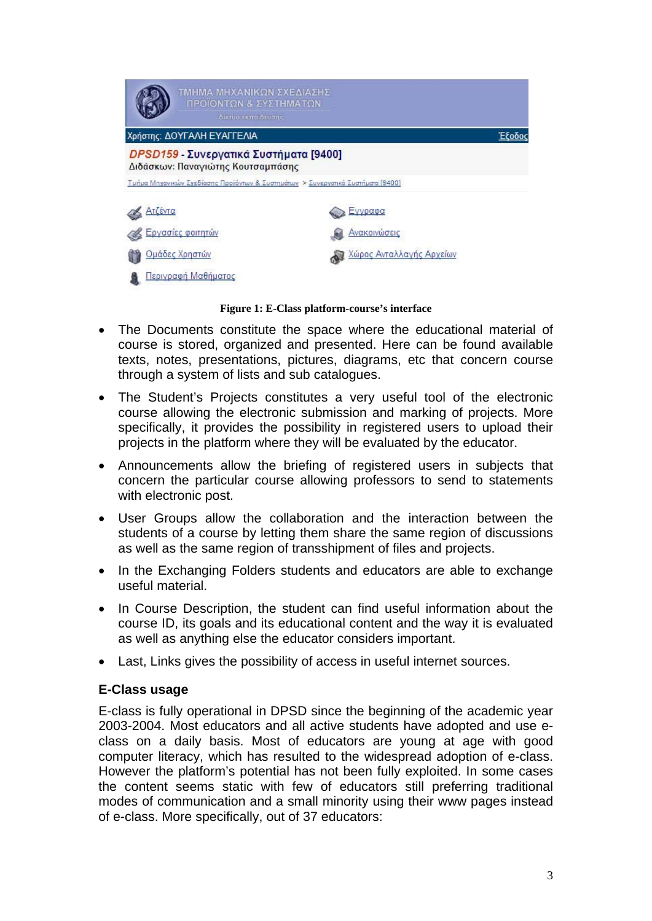Figure 1: E-Class platform-course's interface

- The Documents constitute the space where the educational material of course is stored, organized and presented. Here can be found available texts, notes, presentations, pictures, diagrams, etc that concern course through a system of lists and sub catalogues.
- The Student's Projects constitutes a very useful tool of the electronic course allowing the electronic submission and marking of projects. More specifically, it provides the possibility in registered users to upload their projects in the platform where they will be evaluated by the educator.
- Announcements allow the briefing of registered users in subjects that concern the particular course allowing professors to send to statements with electronic post.
- User Groups allow the collaboration and the interaction between the students of a course by letting them share the same region of discussions as well as the same region of transshipment of files and projects.
- In the Exchanging Folders students and educators are able to exchange useful material.
- In Course Description, the student can find useful information about the course ID, its goals and its educational content and the way it is evaluated as well as anything else the educator considers important.
- Last, Links gives the possibility of access in useful internet sources.

### E-Class usage

E-class is fully operational in DPSD since the beginning of the academic year 2003-2004. Most educators and all active students have adopted and use e-class on a daily basis. Most of educators are young at age with good computer literacy, which has resulted to the widespread adoption of e-class. However the platform's potential has not been fully exploited. In some cases the content seems static with few of educators still preferring traditional modes of communication and a small minority using their www pages instead of e-class. More specifically, out of 37 educators: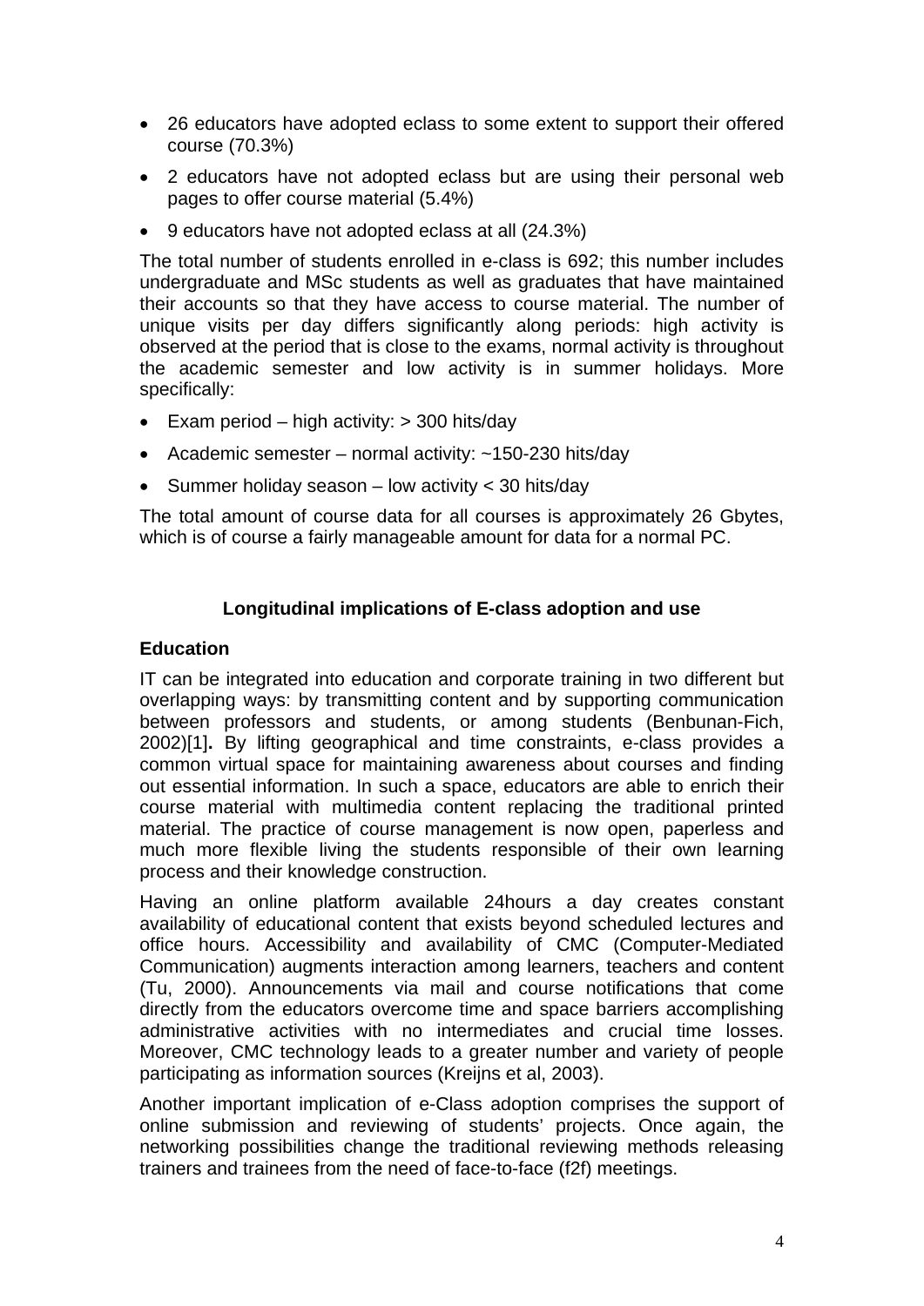- 26 educators have adopted eclass to some extent to support their offered course (70.3%)
- 2 educators have not adopted eclass but are using their personal web pages to offer course material (5.4%)
- 9 educators have not adopted eclass at all (24.3%)

The total number of students enrolled in e-class is 692; this number includes undergraduate and MSc students as well as graduates that have maintained their accounts so that they have access to course material. The number of unique visits per day differs significantly along periods: high activity is observed at the period that is close to the exams, normal activity is throughout the academic semester and low activity is in summer holidays. More specifically:

- Exam period – high activity: > 300 hits/day
- Academic semester – normal activity: ~150-230 hits/day
- Summer holiday season – low activity < 30 hits/day

The total amount of course data for all courses is approximately 26 Gbytes, which is of course a fairly manageable amount for data for a normal PC.

## Longitudinal implications of E-class adoption and use

### Education

IT can be integrated into education and corporate training in two different but overlapping ways: by transmitting content and by supporting communication between professors and students, or among students (Benbunan-Fich, 2002)[1]**.** By lifting geographical and time constraints, e-class provides a common virtual space for maintaining awareness about courses and finding out essential information. In such a space, educators are able to enrich their course material with multimedia content replacing the traditional printed material. The practice of course management is now open, paperless and much more flexible living the students responsible of their own learning process and their knowledge construction.

Having an online platform available 24hours a day creates constant availability of educational content that exists beyond scheduled lectures and office hours. Accessibility and availability of CMC (Computer-Mediated Communication) augments interaction among learners, teachers and content (Tu, 2000). Announcements via mail and course notifications that come directly from the educators overcome time and space barriers accomplishing administrative activities with no intermediates and crucial time losses. Moreover, CMC technology leads to a greater number and variety of people participating as information sources (Kreijns et al, 2003).

Another important implication of e-Class adoption comprises the support of online submission and reviewing of students' projects. Once again, the networking possibilities change the traditional reviewing methods releasing trainers and trainees from the need of face-to-face (f2f) meetings.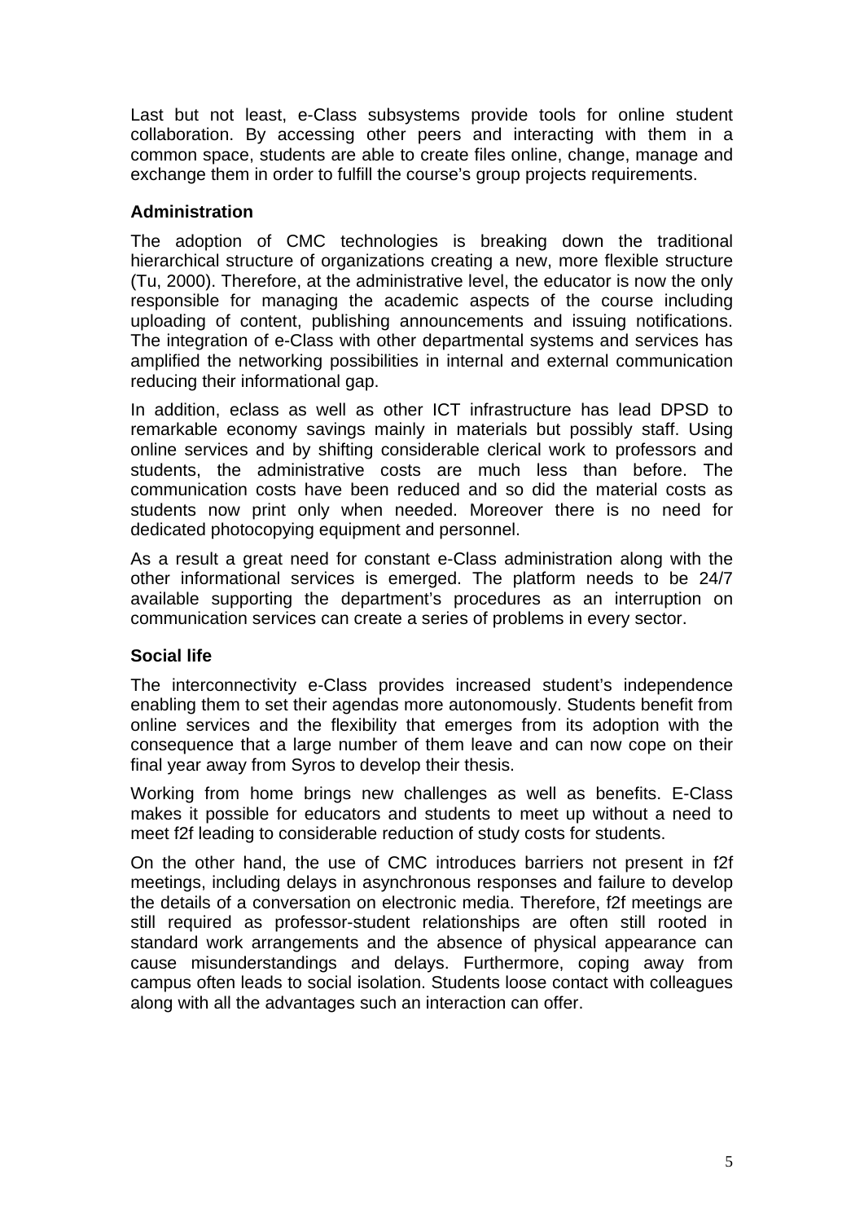Last but not least, e-Class subsystems provide tools for online student collaboration. By accessing other peers and interacting with them in a common space, students are able to create files online, change, manage and exchange them in order to fulfill the course's group projects requirements.

**Administration**

The adoption of CMC technologies is breaking down the traditional hierarchical structure of organizations creating a new, more flexible structure (Tu, 2000). Therefore, at the administrative level, the educator is now the only responsible for managing the academic aspects of the course including uploading of content, publishing announcements and issuing notifications. The integration of e-Class with other departmental systems and services has amplified the networking possibilities in internal and external communication reducing their informational gap.

In addition, eclass as well as other ICT infrastructure has lead DPSD to remarkable economy savings mainly in materials but possibly staff. Using online services and by shifting considerable clerical work to professors and students, the administrative costs are much less than before. The communication costs have been reduced and so did the material costs as students now print only when needed. Moreover there is no need for dedicated photocopying equipment and personnel.

As a result a great need for constant e-Class administration along with the other informational services is emerged. The platform needs to be 24/7 available supporting the department's procedures as an interruption on communication services can create a series of problems in every sector.

**Social life**

The interconnectivity e-Class provides increased student's independence enabling them to set their agendas more autonomously. Students benefit from online services and the flexibility that emerges from its adoption with the consequence that a large number of them leave and can now cope on their final year away from Syros to develop their thesis.

Working from home brings new challenges as well as benefits. E-Class makes it possible for educators and students to meet up without a need to meet f2f leading to considerable reduction of study costs for students.

On the other hand, the use of CMC introduces barriers not present in f2f meetings, including delays in asynchronous responses and failure to develop the details of a conversation on electronic media. Therefore, f2f meetings are still required as professor-student relationships are often still rooted in standard work arrangements and the absence of physical appearance can cause misunderstandings and delays. Furthermore, coping away from campus often leads to social isolation. Students loose contact with colleagues along with all the advantages such an interaction can offer.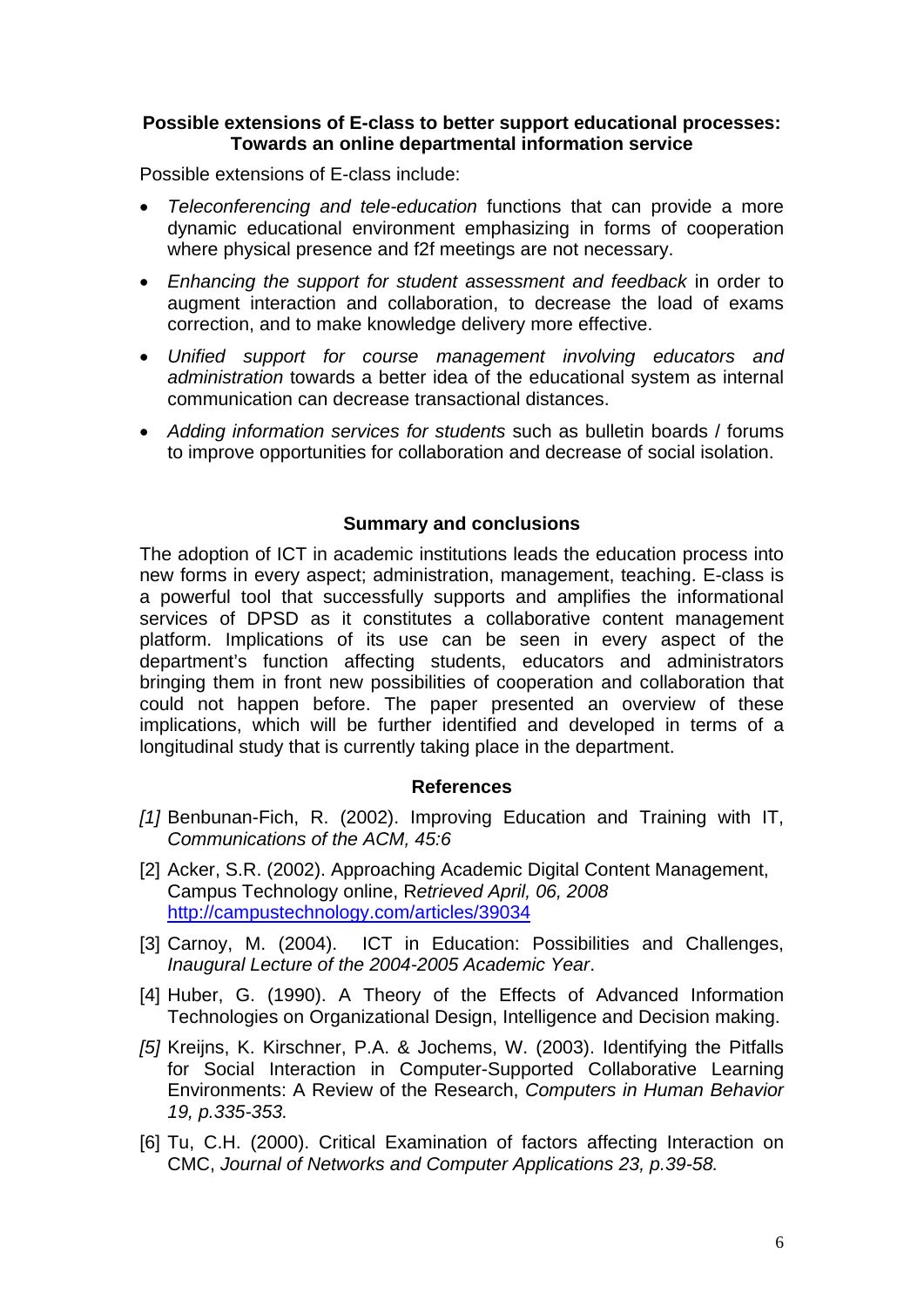## Possible extensions of E-class to better support educational processes: Towards an online departmental information service

Possible extensions of E-class include:

- *Teleconferencing and tele-education* functions that can provide a more dynamic educational environment emphasizing in forms of cooperation where physical presence and f2f meetings are not necessary.
- *Enhancing the support for student assessment and feedback* in order to augment interaction and collaboration, to decrease the load of exams correction, and to make knowledge delivery more effective.
- *Unified support for course management involving educators and administration* towards a better idea of the educational system as internal communication can decrease transactional distances.
- *Adding information services for students* such as bulletin boards / forums to improve opportunities for collaboration and decrease of social isolation.

## Summary and conclusions

The adoption of ICT in academic institutions leads the education process into new forms in every aspect; administration, management, teaching. E-class is a powerful tool that successfully supports and amplifies the informational services of DPSD as it constitutes a collaborative content management platform. Implications of its use can be seen in every aspect of the department's function affecting students, educators and administrators bringing them in front new possibilities of cooperation and collaboration that could not happen before. The paper presented an overview of these implications, which will be further identified and developed in terms of a longitudinal study that is currently taking place in the department.

## References

*[1]* Benbunan-Fich, R. (2002). Improving Education and Training with IT, *Communications of the ACM, 45:6*

[2] Acker, S.R. (2002). Approaching Academic Digital Content Management, Campus Technology online, R*etrieved April, 06, 2008* http://campustechnology.com/articles/39034

[3] Carnoy, M. (2004). ICT in Education: Possibilities and Challenges, *Inaugural Lecture of the 2004-2005 Academic Year*.

[4] Huber, G. (1990). A Theory of the Effects of Advanced Information Technologies on Organizational Design, Intelligence and Decision making.

*[5]* Kreijns, K. Kirschner, P.A. & Jochems, W. (2003). Identifying the Pitfalls for Social Interaction in Computer-Supported Collaborative Learning Environments: A Review of the Research, *Computers in Human Behavior 19, p.335-353.*

[6] Tu, C.H. (2000). Critical Examination of factors affecting Interaction on CMC, *Journal of Networks and Computer Applications 23, p.39-58.*